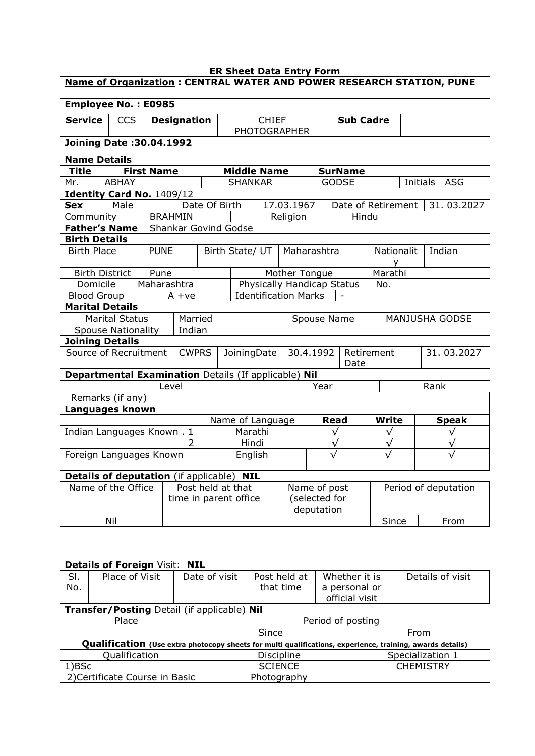# ER Sheet Data Entry Form

**Name of Organization : CENTRAL WATER AND POWER RESEARCH STATION, PUNE**

**Employee No. : E0985**

| **Service** | CCS | **Designation** | CHIEF PHOTOGRAPHER | **Sub Cadre** | |
|---|---|---|---|---|---|

**Joining Date :30.04.1992**

**Name Details**

| **Title** | **First Name** | **Middle Name** | **SurName** | | |
|---|---|---|---|---|---|
| Mr. | ABHAY | SHANKAR | GODSE | Initials | ASG |

**Identity Card No.** 1409/12

| **Sex** | Male | Date Of Birth | 17.03.1967 | Date of Retirement | 31. 03.2027 |
|---|---|---|---|---|---|
| Community | BRAHMIN | | Religion | Hindu | |
| **Father's Name** | Shankar Govind Godse | | | | |

**Birth Details**

| Birth Place | PUNE | Birth State/ UT | Maharashtra | Nationality | Indian |
|---|---|---|---|---|---|
| Birth District | Pune | | Mother Tongue | Marathi | |
| Domicile | Maharashtra | | Physically Handicap Status | No. | |
| Blood Group | A +ve | | Identification Marks | - | |

**Marital Details**

| Marital Status | Married | Spouse Name | MANJUSHA GODSE |
|---|---|---|---|
| Spouse Nationality | Indian | | |

**Joining Details**

| Source of Recruitment | CWPRS | JoiningDate | 30.4.1992 | Retirement Date | 31. 03.2027 |
|---|---|---|---|---|---|

**Departmental Examination** Details (If applicable) **Nil**

| Level | Year | Rank |
|---|---|---|
| Remarks (if any) | | |

**Languages known**

| | Name of Language | **Read** | **Write** | **Speak** |
|---|---|---|---|---|
| Indian Languages Known . 1 | Marathi | √ | √ | √ |
| 2 | Hindi | √ | √ | √ |
| Foreign Languages Known | English | √ | √ | √ |

**Details of deputation** (if applicable) **NIL**

| Name of the Office | Post held at that time in parent office | Name of post (selected for deputation | Period of deputation | |
|---|---|---|---|---|
| Nil | | | Since | From |

**Details of Foreign** Visit: **NIL**

| Sl. No. | Place of Visit | Date of visit | Post held at that time | Whether it is a personal or official visit | Details of visit |
|---|---|---|---|---|---|

**Transfer/Posting** Detail (if applicable) **Nil**

| Place | Period of posting | |
|---|---|---|
| | Since | From |

**Qualification** (Use extra photocopy sheets for multi qualifications, experience, training, awards details)

| Qualification | Discipline | Specialization 1 |
|---|---|---|
| 1)BSc<br>2)Certificate Course in Basic | SCIENCE<br>Photography | CHEMISTRY |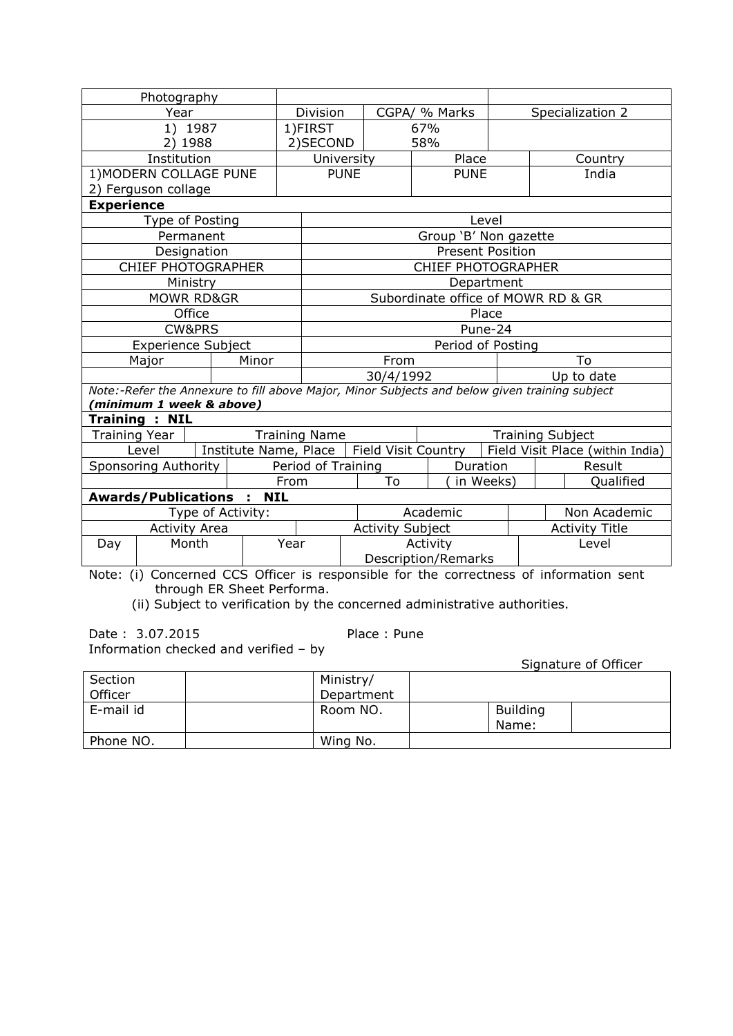| | | | | | |
|---|---|---|---|---|---|
| Photography | | | | | |
| Year | Division | CGPA/ % Marks | | Specialization 2 | |
| 1) 1987<br>2) 1988 | 1)FIRST<br>2)SECOND | 67%<br>58% | | | |
| Institution | University | | Place | | Country |
| 1)MODERN COLLAGE PUNE<br>2) Ferguson collage | PUNE | | PUNE | | India |

**Experience**

| | | | |
|---|---|---|---|
| Type of Posting | | Level | |
| Permanent | | Group 'B' Non gazette | |
| Designation | | Present Position | |
| CHIEF PHOTOGRAPHER | | CHIEF PHOTOGRAPHER | |
| Ministry | | Department | |
| MOWR RD&GR | | Subordinate office of MOWR RD & GR | |
| Office | | Place | |
| CW&PRS | | Pune-24 | |
| Experience Subject | | Period of Posting | |
| Major | Minor | From | To |
| | | 30/4/1992 | Up to date |

*Note:-Refer the Annexure to fill above Major, Minor Subjects and below given training subject* ***(minimum 1 week & above)***

**Training : NIL**

| | | | | | |
|---|---|---|---|---|---|
| Training Year | Training Name | | | Training Subject | |
| Level | Institute Name, Place | Field Visit Country | | Field Visit Place (within India) | |
| Sponsoring Authority | Period of Training | | Duration | | Result |
| | From | To | ( in Weeks) | | Qualified |

**Awards/Publications : NIL**

| | | | | | |
|---|---|---|---|---|---|
| Type of Activity: | | | Academic | | Non Academic |
| Activity Area | | Activity Subject | | Activity Title | |
| Day | Month | Year | Activity Description/Remarks | | Level |

Note: (i) Concerned CCS Officer is responsible for the correctness of information sent through ER Sheet Performa.

(ii) Subject to verification by the concerned administrative authorities.

Date : 3.07.2015 Place : Pune

Information checked and verified – by

Signature of Officer

| | | | | | |
|---|---|---|---|---|---|
| Section Officer | | Ministry/ Department | | | |
| E-mail id | | Room NO. | | Building Name: | |
| Phone NO. | | Wing No. | | | |